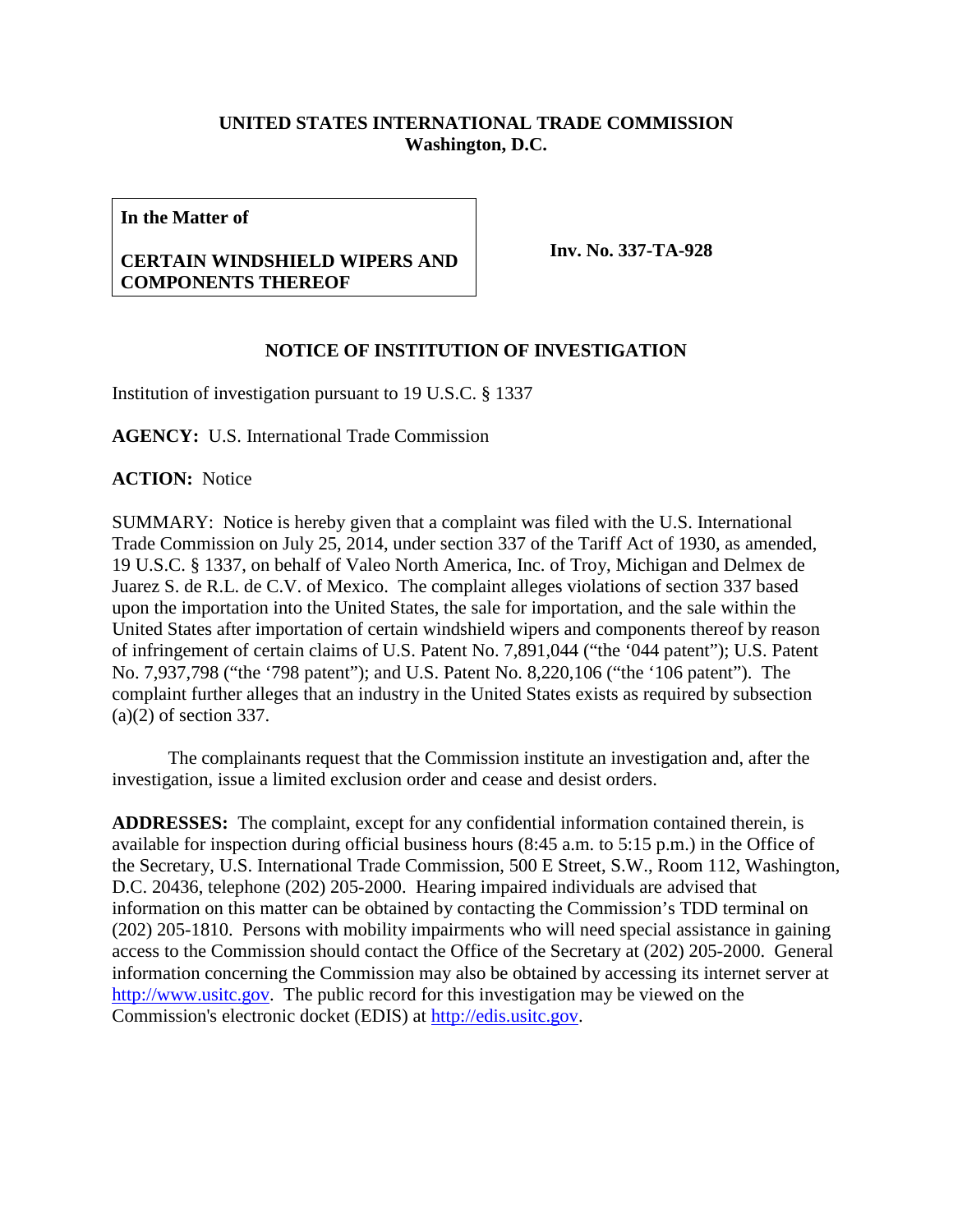**UNITED STATES INTERNATIONAL TRADE COMMISSION**
**Washington, D.C.**

| **In the Matter of**<br><br>**CERTAIN WINDSHIELD WIPERS AND COMPONENTS THEREOF** | **Inv. No. 337-TA-928** |
|---|---|

## NOTICE OF INSTITUTION OF INVESTIGATION

Institution of investigation pursuant to 19 U.S.C. § 1337

**AGENCY:** U.S. International Trade Commission

**ACTION:** Notice

SUMMARY: Notice is hereby given that a complaint was filed with the U.S. International Trade Commission on July 25, 2014, under section 337 of the Tariff Act of 1930, as amended, 19 U.S.C. § 1337, on behalf of Valeo North America, Inc. of Troy, Michigan and Delmex de Juarez S. de R.L. de C.V. of Mexico. The complaint alleges violations of section 337 based upon the importation into the United States, the sale for importation, and the sale within the United States after importation of certain windshield wipers and components thereof by reason of infringement of certain claims of U.S. Patent No. 7,891,044 ("the '044 patent"); U.S. Patent No. 7,937,798 ("the '798 patent"); and U.S. Patent No. 8,220,106 ("the '106 patent"). The complaint further alleges that an industry in the United States exists as required by subsection (a)(2) of section 337.

The complainants request that the Commission institute an investigation and, after the investigation, issue a limited exclusion order and cease and desist orders.

**ADDRESSES:** The complaint, except for any confidential information contained therein, is available for inspection during official business hours (8:45 a.m. to 5:15 p.m.) in the Office of the Secretary, U.S. International Trade Commission, 500 E Street, S.W., Room 112, Washington, D.C. 20436, telephone (202) 205-2000. Hearing impaired individuals are advised that information on this matter can be obtained by contacting the Commission's TDD terminal on (202) 205-1810. Persons with mobility impairments who will need special assistance in gaining access to the Commission should contact the Office of the Secretary at (202) 205-2000. General information concerning the Commission may also be obtained by accessing its internet server at http://www.usitc.gov. The public record for this investigation may be viewed on the Commission's electronic docket (EDIS) at http://edis.usitc.gov.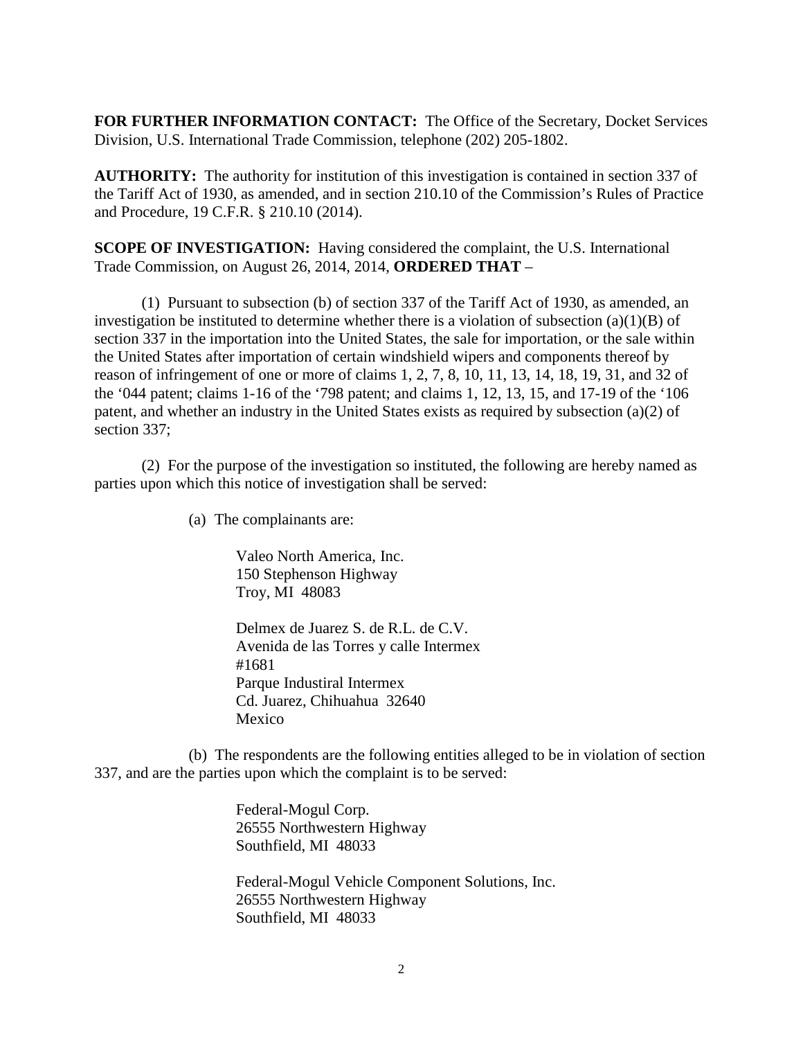**FOR FURTHER INFORMATION CONTACT:** The Office of the Secretary, Docket Services Division, U.S. International Trade Commission, telephone (202) 205-1802.

**AUTHORITY:** The authority for institution of this investigation is contained in section 337 of the Tariff Act of 1930, as amended, and in section 210.10 of the Commission's Rules of Practice and Procedure, 19 C.F.R. § 210.10 (2014).

**SCOPE OF INVESTIGATION:** Having considered the complaint, the U.S. International Trade Commission, on August 26, 2014, 2014, **ORDERED THAT** –

(1) Pursuant to subsection (b) of section 337 of the Tariff Act of 1930, as amended, an investigation be instituted to determine whether there is a violation of subsection (a)(1)(B) of section 337 in the importation into the United States, the sale for importation, or the sale within the United States after importation of certain windshield wipers and components thereof by reason of infringement of one or more of claims 1, 2, 7, 8, 10, 11, 13, 14, 18, 19, 31, and 32 of the '044 patent; claims 1-16 of the '798 patent; and claims 1, 12, 13, 15, and 17-19 of the '106 patent, and whether an industry in the United States exists as required by subsection (a)(2) of section 337;

(2) For the purpose of the investigation so instituted, the following are hereby named as parties upon which this notice of investigation shall be served:

(a) The complainants are:

Valeo North America, Inc.
150 Stephenson Highway
Troy, MI 48083

Delmex de Juarez S. de R.L. de C.V.
Avenida de las Torres y calle Intermex
#1681
Parque Industiral Intermex
Cd. Juarez, Chihuahua 32640
Mexico

(b) The respondents are the following entities alleged to be in violation of section 337, and are the parties upon which the complaint is to be served:

Federal-Mogul Corp.
26555 Northwestern Highway
Southfield, MI 48033

Federal-Mogul Vehicle Component Solutions, Inc.
26555 Northwestern Highway
Southfield, MI 48033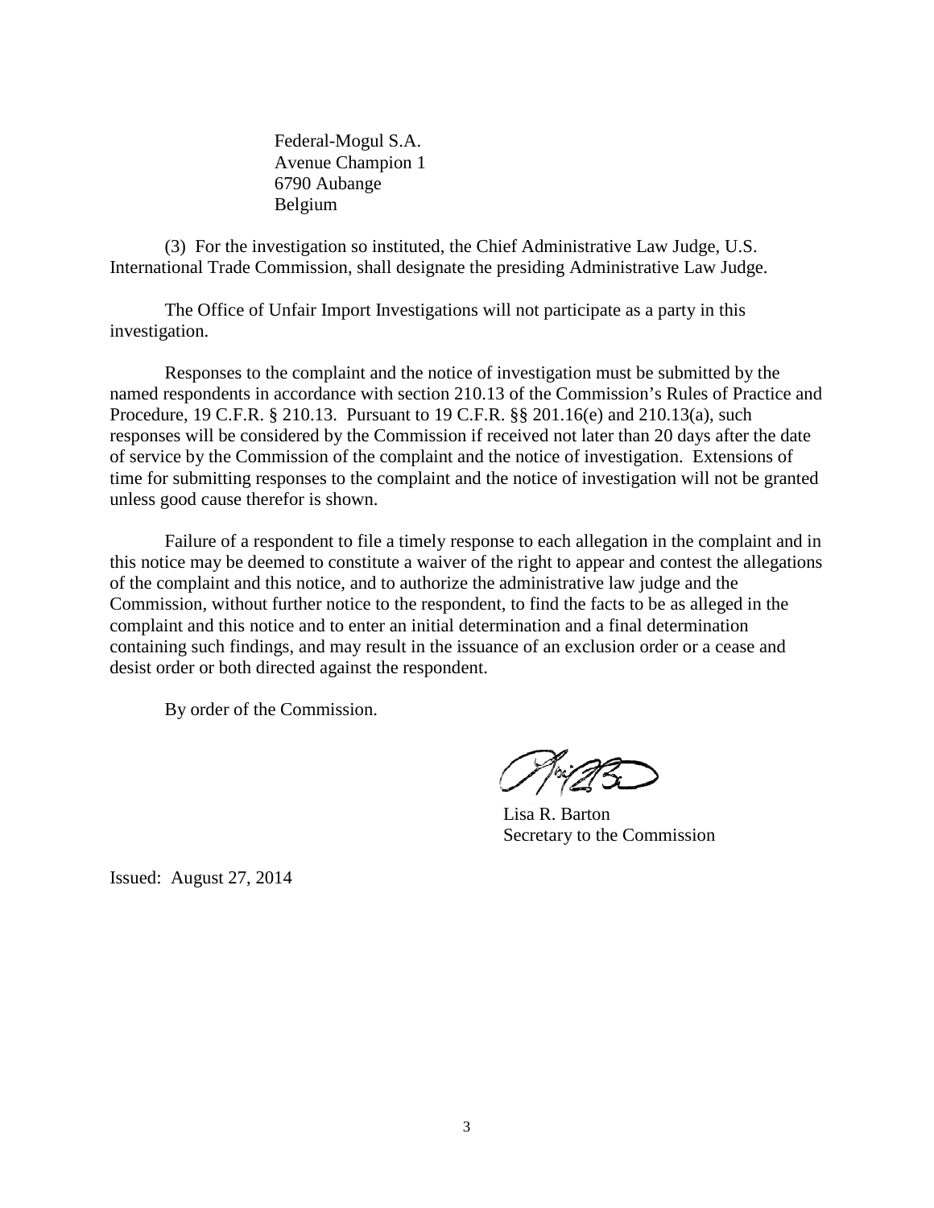Federal-Mogul S.A.
Avenue Champion 1
6790 Aubange
Belgium

(3) For the investigation so instituted, the Chief Administrative Law Judge, U.S. International Trade Commission, shall designate the presiding Administrative Law Judge.

The Office of Unfair Import Investigations will not participate as a party in this investigation.

Responses to the complaint and the notice of investigation must be submitted by the named respondents in accordance with section 210.13 of the Commission's Rules of Practice and Procedure, 19 C.F.R. § 210.13. Pursuant to 19 C.F.R. §§ 201.16(e) and 210.13(a), such responses will be considered by the Commission if received not later than 20 days after the date of service by the Commission of the complaint and the notice of investigation. Extensions of time for submitting responses to the complaint and the notice of investigation will not be granted unless good cause therefor is shown.

Failure of a respondent to file a timely response to each allegation in the complaint and in this notice may be deemed to constitute a waiver of the right to appear and contest the allegations of the complaint and this notice, and to authorize the administrative law judge and the Commission, without further notice to the respondent, to find the facts to be as alleged in the complaint and this notice and to enter an initial determination and a final determination containing such findings, and may result in the issuance of an exclusion order or a cease and desist order or both directed against the respondent.

By order of the Commission.

Lisa R. Barton
Secretary to the Commission

Issued: August 27, 2014